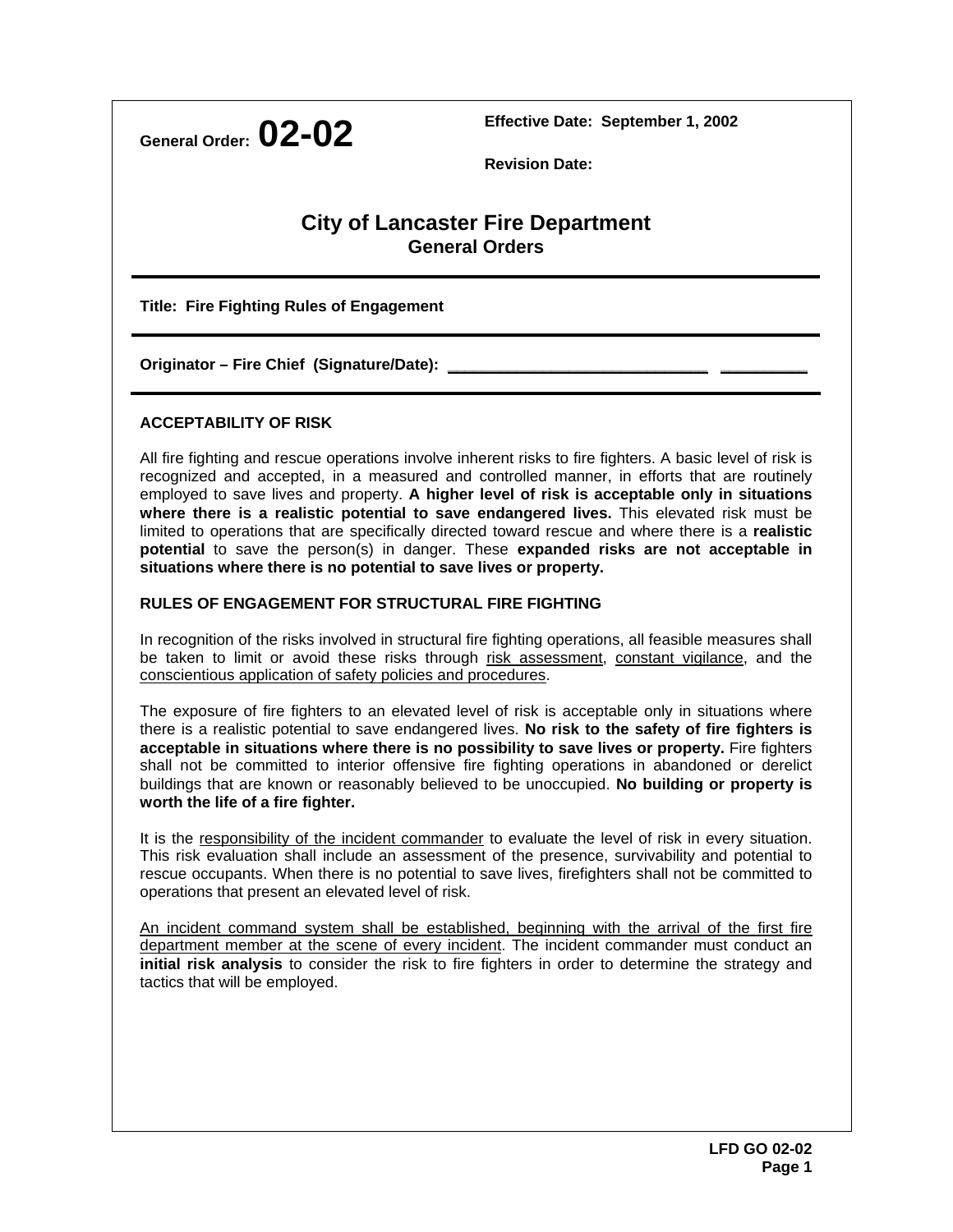General Order: **02-02**

**Effective Date: September 1, 2002**

**Revision Date:**

# City of Lancaster Fire Department
## General Orders

**Title: Fire Fighting Rules of Engagement**

**Originator – Fire Chief (Signature/Date):** ______________________________ __________

### ACCEPTABILITY OF RISK

All fire fighting and rescue operations involve inherent risks to fire fighters. A basic level of risk is recognized and accepted, in a measured and controlled manner, in efforts that are routinely employed to save lives and property. **A higher level of risk is acceptable only in situations where there is a realistic potential to save endangered lives.** This elevated risk must be limited to operations that are specifically directed toward rescue and where there is a **realistic potential** to save the person(s) in danger. These **expanded risks are not acceptable in situations where there is no potential to save lives or property.**

### RULES OF ENGAGEMENT FOR STRUCTURAL FIRE FIGHTING

In recognition of the risks involved in structural fire fighting operations, all feasible measures shall be taken to limit or avoid these risks through risk assessment, constant vigilance, and the conscientious application of safety policies and procedures.

The exposure of fire fighters to an elevated level of risk is acceptable only in situations where there is a realistic potential to save endangered lives. **No risk to the safety of fire fighters is acceptable in situations where there is no possibility to save lives or property.** Fire fighters shall not be committed to interior offensive fire fighting operations in abandoned or derelict buildings that are known or reasonably believed to be unoccupied. **No building or property is worth the life of a fire fighter.**

It is the responsibility of the incident commander to evaluate the level of risk in every situation. This risk evaluation shall include an assessment of the presence, survivability and potential to rescue occupants. When there is no potential to save lives, firefighters shall not be committed to operations that present an elevated level of risk.

An incident command system shall be established, beginning with the arrival of the first fire department member at the scene of every incident. The incident commander must conduct an **initial risk analysis** to consider the risk to fire fighters in order to determine the strategy and tactics that will be employed.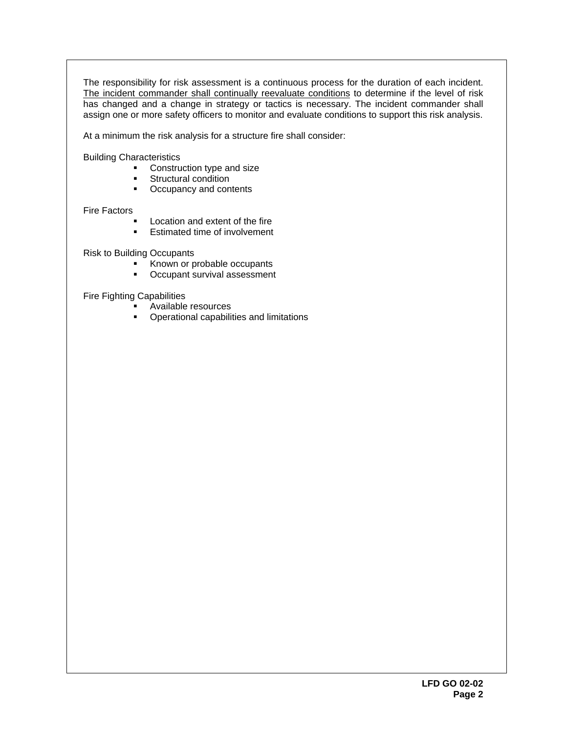The responsibility for risk assessment is a continuous process for the duration of each incident. <u>The incident commander shall continually reevaluate conditions</u> to determine if the level of risk has changed and a change in strategy or tactics is necessary. The incident commander shall assign one or more safety officers to monitor and evaluate conditions to support this risk analysis.

At a minimum the risk analysis for a structure fire shall consider:

Building Characteristics

- Construction type and size
- Structural condition
- Occupancy and contents

Fire Factors

- Location and extent of the fire
- Estimated time of involvement

Risk to Building Occupants

- Known or probable occupants
- Occupant survival assessment

Fire Fighting Capabilities

- Available resources
- Operational capabilities and limitations